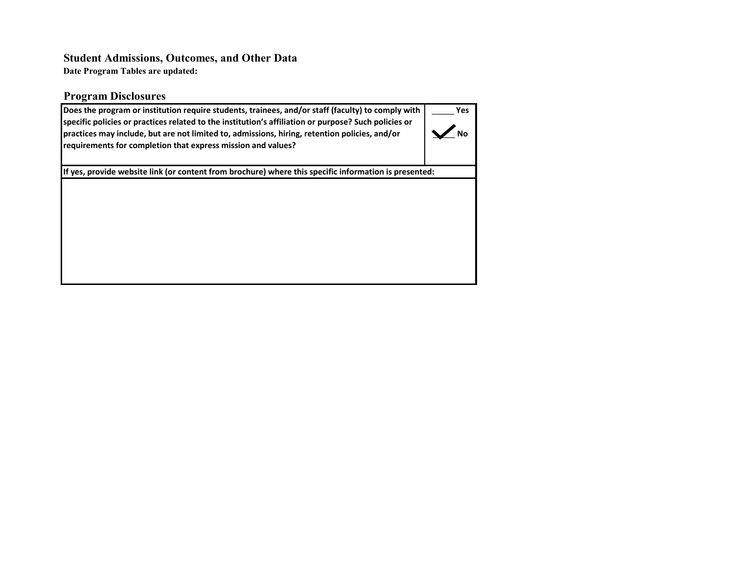## Student Admissions, Outcomes, and Other Data

**Date Program Tables are updated:**

## Program Disclosures

| Does the program or institution require students, trainees, and/or staff (faculty) to comply with specific policies or practices related to the institution's affiliation or purpose? Such policies or practices may include, but are not limited to, admissions, hiring, retention policies, and/or requirements for completion that express mission and values? | _____ Yes<br>✓ No |
|---|---|
| **If yes, provide website link (or content from brochure) where this specific information is presented:** | |
| | |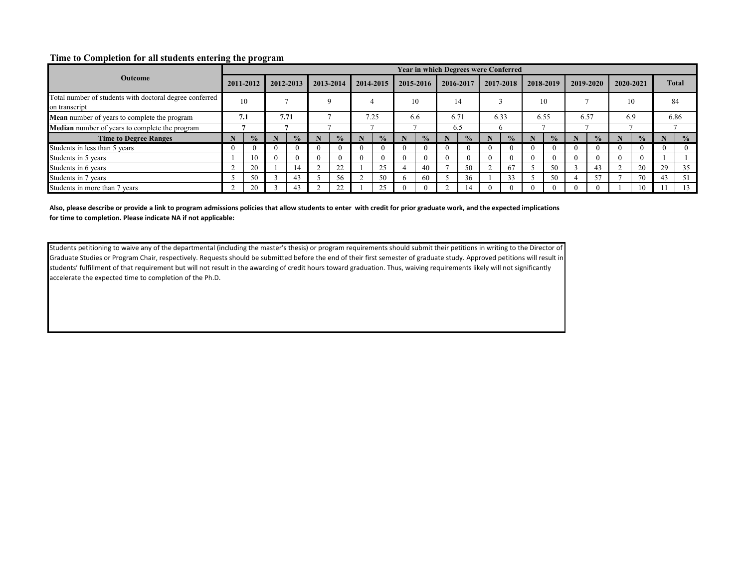## Time to Completion for all students entering the program

| Outcome | Year in which Degrees were Conferred | | | | | | | | | | | | | | | | | | | | | |
|---|---|---|---|---|---|---|---|---|---|---|---|---|---|---|---|---|---|---|---|---|---|---|
| | 2011-2012 | | 2012-2013 | | 2013-2014 | | 2014-2015 | | 2015-2016 | | 2016-2017 | | 2017-2018 | | 2018-2019 | | 2019-2020 | | 2020-2021 | | Total | |
| Total number of students with doctoral degree conferred on transcript | 10 | | 7 | | 9 | | 4 | | 10 | | 14 | | 3 | | 10 | | 7 | | 10 | | 84 | |
| **Mean** number of years to complete the program | **7.1** | | **7.71** | | 7 | | 7.25 | | 6.6 | | 6.71 | | 6.33 | | 6.55 | | 6.57 | | 6.9 | | 6.86 | |
| **Median** number of years to complete the program | **7** | | **7** | | 7 | | 7 | | 7 | | 6.5 | | 6 | | 7 | | 7 | | 7 | | 7 | |
| **Time to Degree Ranges** | **N** | **%** | **N** | **%** | **N** | **%** | **N** | **%** | **N** | **%** | **N** | **%** | **N** | **%** | **N** | **%** | **N** | **%** | **N** | **%** | **N** | **%** |
| Students in less than 5 years | 0 | 0 | 0 | 0 | 0 | 0 | 0 | 0 | 0 | 0 | 0 | 0 | 0 | 0 | 0 | 0 | 0 | 0 | 0 | 0 | 0 | 0 |
| Students in 5 years | 1 | 10 | 0 | 0 | 0 | 0 | 0 | 0 | 0 | 0 | 0 | 0 | 0 | 0 | 0 | 0 | 0 | 0 | 0 | 0 | 1 | 1 |
| Students in 6 years | 2 | 20 | 1 | 14 | 2 | 22 | 1 | 25 | 4 | 40 | 7 | 50 | 2 | 67 | 5 | 50 | 3 | 43 | 2 | 20 | 29 | 35 |
| Students in 7 years | 5 | 50 | 3 | 43 | 5 | 56 | 2 | 50 | 6 | 60 | 5 | 36 | 1 | 33 | 5 | 50 | 4 | 57 | 7 | 70 | 43 | 51 |
| Students in more than 7 years | 2 | 20 | 3 | 43 | 2 | 22 | 1 | 25 | 0 | 0 | 2 | 14 | 0 | 0 | 0 | 0 | 0 | 0 | 1 | 10 | 11 | 13 |

**Also, please describe or provide a link to program admissions policies that allow students to enter with credit for prior graduate work, and the expected implications for time to completion. Please indicate NA if not applicable:**

Students petitioning to waive any of the departmental (including the master's thesis) or program requirements should submit their petitions in writing to the Director of Graduate Studies or Program Chair, respectively. Requests should be submitted before the end of their first semester of graduate study. Approved petitions will result in students' fulfillment of that requirement but will not result in the awarding of credit hours toward graduation. Thus, waiving requirements likely will not significantly accelerate the expected time to completion of the Ph.D.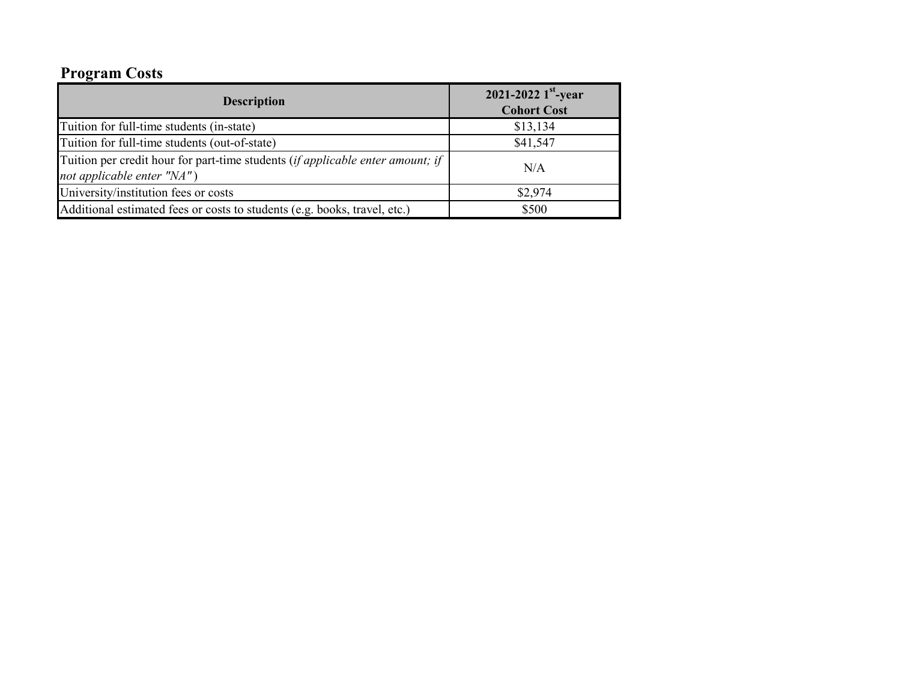## Program Costs

| Description | 2021-2022 1st-year Cohort Cost |
|---|---|
| Tuition for full-time students (in-state) | $13,134 |
| Tuition for full-time students (out-of-state) | $41,547 |
| Tuition per credit hour for part-time students (*if applicable enter amount; if not applicable enter "NA"*) | N/A |
| University/institution fees or costs | $2,974 |
| Additional estimated fees or costs to students (e.g. books, travel, etc.) | $500 |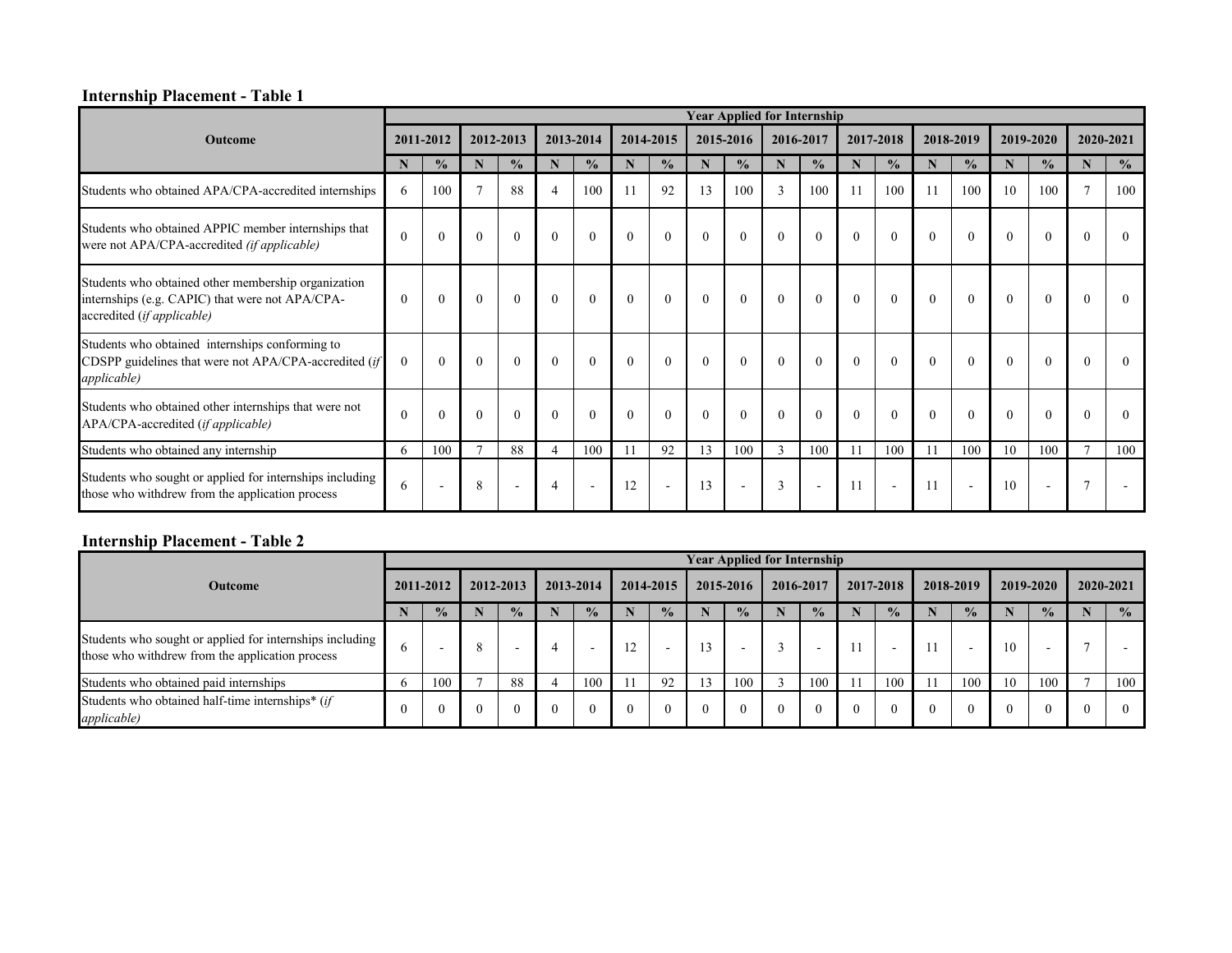## Internship Placement - Table 1

| Outcome | Year Applied for Internship | | | | | | | | | | | | | | | | | | | |
|---|---|---|---|---|---|---|---|---|---|---|---|---|---|---|---|---|---|---|---|---|
| | 2011-2012 | | 2012-2013 | | 2013-2014 | | 2014-2015 | | 2015-2016 | | 2016-2017 | | 2017-2018 | | 2018-2019 | | 2019-2020 | | 2020-2021 | |
| | N | % | N | % | N | % | N | % | N | % | N | % | N | % | N | % | N | % | N | % |
| Students who obtained APA/CPA-accredited internships | 6 | 100 | 7 | 88 | 4 | 100 | 11 | 92 | 13 | 100 | 3 | 100 | 11 | 100 | 11 | 100 | 10 | 100 | 7 | 100 |
| Students who obtained APPIC member internships that were not APA/CPA-accredited *(if applicable)* | 0 | 0 | 0 | 0 | 0 | 0 | 0 | 0 | 0 | 0 | 0 | 0 | 0 | 0 | 0 | 0 | 0 | 0 | 0 | 0 |
| Students who obtained other membership organization internships (e.g. CAPIC) that were not APA/CPA-accredited (*if applicable)* | 0 | 0 | 0 | 0 | 0 | 0 | 0 | 0 | 0 | 0 | 0 | 0 | 0 | 0 | 0 | 0 | 0 | 0 | 0 | 0 |
| Students who obtained internships conforming to CDSPP guidelines that were not APA/CPA-accredited (*if applicable)* | 0 | 0 | 0 | 0 | 0 | 0 | 0 | 0 | 0 | 0 | 0 | 0 | 0 | 0 | 0 | 0 | 0 | 0 | 0 | 0 |
| Students who obtained other internships that were not APA/CPA-accredited (*if applicable)* | 0 | 0 | 0 | 0 | 0 | 0 | 0 | 0 | 0 | 0 | 0 | 0 | 0 | 0 | 0 | 0 | 0 | 0 | 0 | 0 |
| Students who obtained any internship | 6 | 100 | 7 | 88 | 4 | 100 | 11 | 92 | 13 | 100 | 3 | 100 | 11 | 100 | 11 | 100 | 10 | 100 | 7 | 100 |
| Students who sought or applied for internships including those who withdrew from the application process | 6 | - | 8 | - | 4 | - | 12 | - | 13 | - | 3 | - | 11 | - | 11 | - | 10 | - | 7 | - |

## Internship Placement - Table 2

| Outcome | Year Applied for Internship | | | | | | | | | | | | | | | | | | | |
|---|---|---|---|---|---|---|---|---|---|---|---|---|---|---|---|---|---|---|---|---|
| | 2011-2012 | | 2012-2013 | | 2013-2014 | | 2014-2015 | | 2015-2016 | | 2016-2017 | | 2017-2018 | | 2018-2019 | | 2019-2020 | | 2020-2021 | |
| | N | % | N | % | N | % | N | % | N | % | N | % | N | % | N | % | N | % | N | % |
| Students who sought or applied for internships including those who withdrew from the application process | 6 | - | 8 | - | 4 | - | 12 | - | 13 | - | 3 | - | 11 | - | 11 | - | 10 | - | 7 | - |
| Students who obtained paid internships | 6 | 100 | 7 | 88 | 4 | 100 | 11 | 92 | 13 | 100 | 3 | 100 | 11 | 100 | 11 | 100 | 10 | 100 | 7 | 100 |
| Students who obtained half-time internships* (*if applicable)* | 0 | 0 | 0 | 0 | 0 | 0 | 0 | 0 | 0 | 0 | 0 | 0 | 0 | 0 | 0 | 0 | 0 | 0 | 0 | 0 |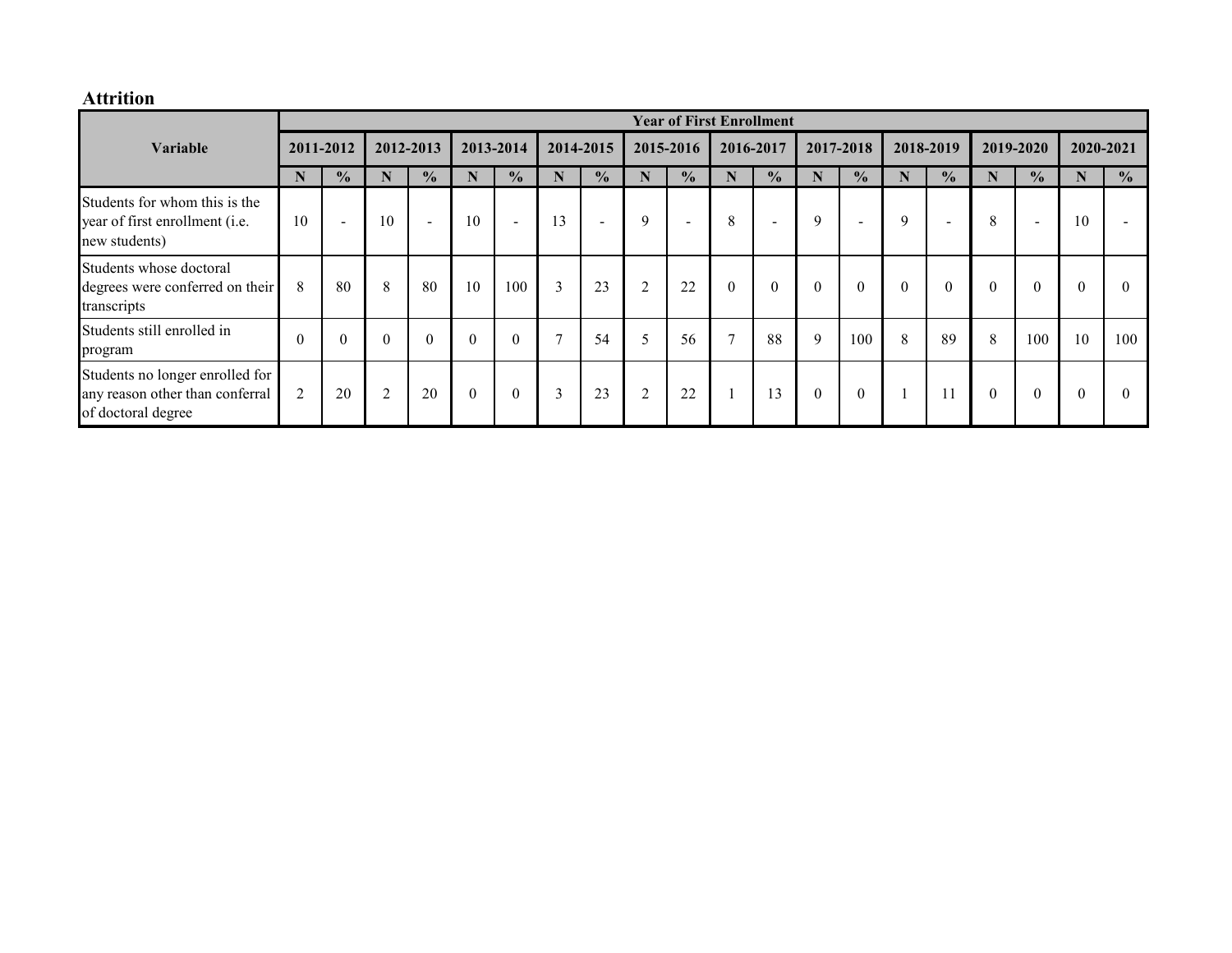## Attrition

| Variable | Year of First Enrollment | | | | | | | | | | | | | | | | | | | |
|---|---|---|---|---|---|---|---|---|---|---|---|---|---|---|---|---|---|---|---|---|
| | 2011-2012 | | 2012-2013 | | 2013-2014 | | 2014-2015 | | 2015-2016 | | 2016-2017 | | 2017-2018 | | 2018-2019 | | 2019-2020 | | 2020-2021 | |
| | N | % | N | % | N | % | N | % | N | % | N | % | N | % | N | % | N | % | N | % |
| Students for whom this is the year of first enrollment (i.e. new students) | 10 | - | 10 | - | 10 | - | 13 | - | 9 | - | 8 | - | 9 | - | 9 | - | 8 | - | 10 | - |
| Students whose doctoral degrees were conferred on their transcripts | 8 | 80 | 8 | 80 | 10 | 100 | 3 | 23 | 2 | 22 | 0 | 0 | 0 | 0 | 0 | 0 | 0 | 0 | 0 | 0 |
| Students still enrolled in program | 0 | 0 | 0 | 0 | 0 | 0 | 7 | 54 | 5 | 56 | 7 | 88 | 9 | 100 | 8 | 89 | 8 | 100 | 10 | 100 |
| Students no longer enrolled for any reason other than conferral of doctoral degree | 2 | 20 | 2 | 20 | 0 | 0 | 3 | 23 | 2 | 22 | 1 | 13 | 0 | 0 | 1 | 11 | 0 | 0 | 0 | 0 |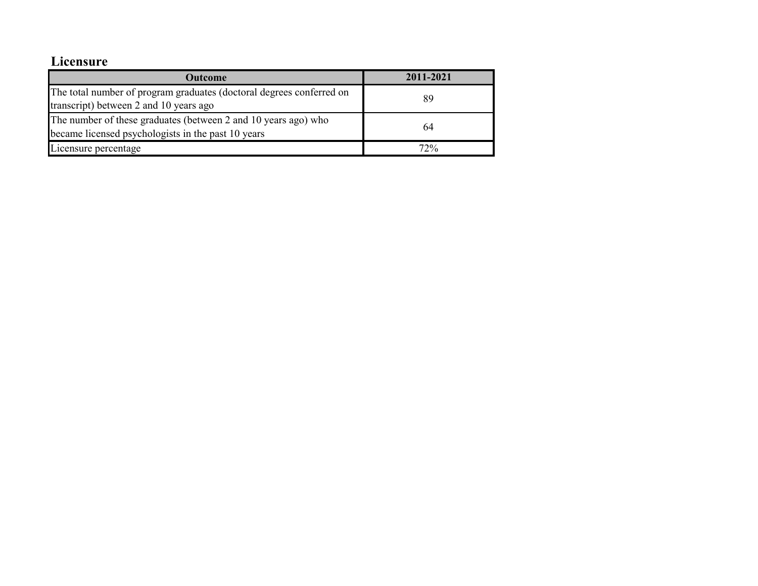## Licensure

| Outcome | 2011-2021 |
|---|---|
| The total number of program graduates (doctoral degrees conferred on transcript) between 2 and 10 years ago | 89 |
| The number of these graduates (between 2 and 10 years ago) who became licensed psychologists in the past 10 years | 64 |
| Licensure percentage | 72% |